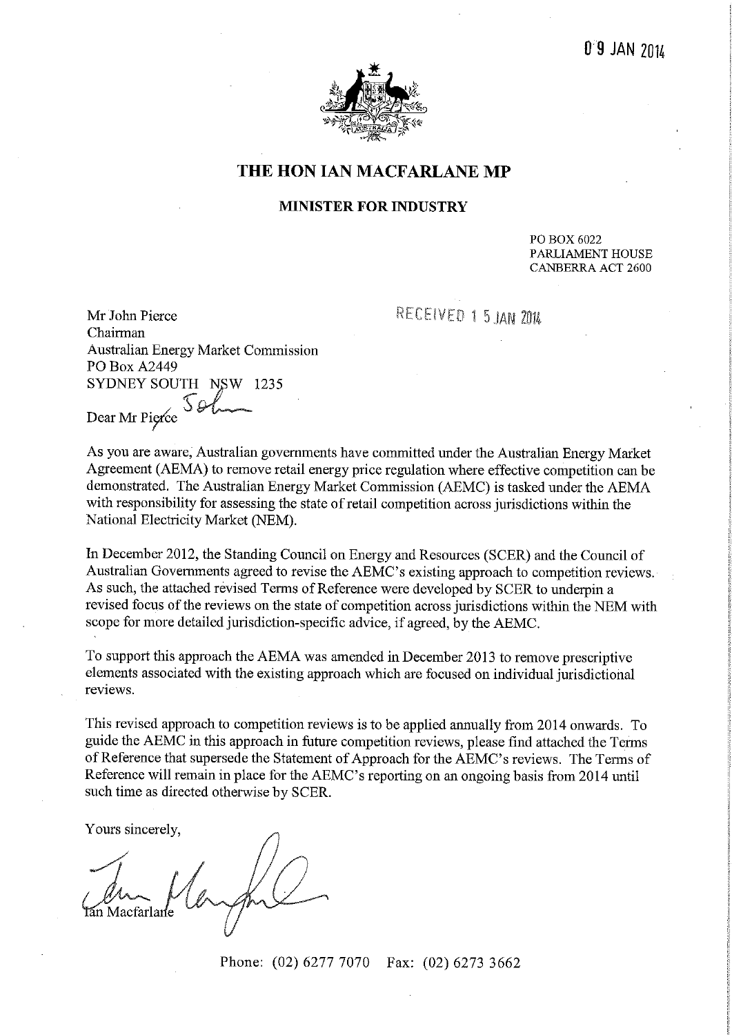0 9 JAN 2014

# THE HON IAN MACFARLANE MP

## MINISTER FOR INDUSTRY

PO BOX 6022
PARLIAMENT HOUSE
CANBERRA ACT 2600

RECEIVED 1 5 JAN 2014

Mr John Pierce
Chairman
Australian Energy Market Commission
PO Box A2449
SYDNEY SOUTH NSW 1235

Dear Mr Pierce John

As you are aware, Australian governments have committed under the Australian Energy Market Agreement (AEMA) to remove retail energy price regulation where effective competition can be demonstrated. The Australian Energy Market Commission (AEMC) is tasked under the AEMA with responsibility for assessing the state of retail competition across jurisdictions within the National Electricity Market (NEM).

In December 2012, the Standing Council on Energy and Resources (SCER) and the Council of Australian Governments agreed to revise the AEMC's existing approach to competition reviews. As such, the attached revised Terms of Reference were developed by SCER to underpin a revised focus of the reviews on the state of competition across jurisdictions within the NEM with scope for more detailed jurisdiction-specific advice, if agreed, by the AEMC.

To support this approach the AEMA was amended in December 2013 to remove prescriptive elements associated with the existing approach which are focused on individual jurisdictional reviews.

This revised approach to competition reviews is to be applied annually from 2014 onwards. To guide the AEMC in this approach in future competition reviews, please find attached the Terms of Reference that supersede the Statement of Approach for the AEMC's reviews. The Terms of Reference will remain in place for the AEMC's reporting on an ongoing basis from 2014 until such time as directed otherwise by SCER.

Yours sincerely,

Ian Macfarlane

Phone: (02) 6277 7070 Fax: (02) 6273 3662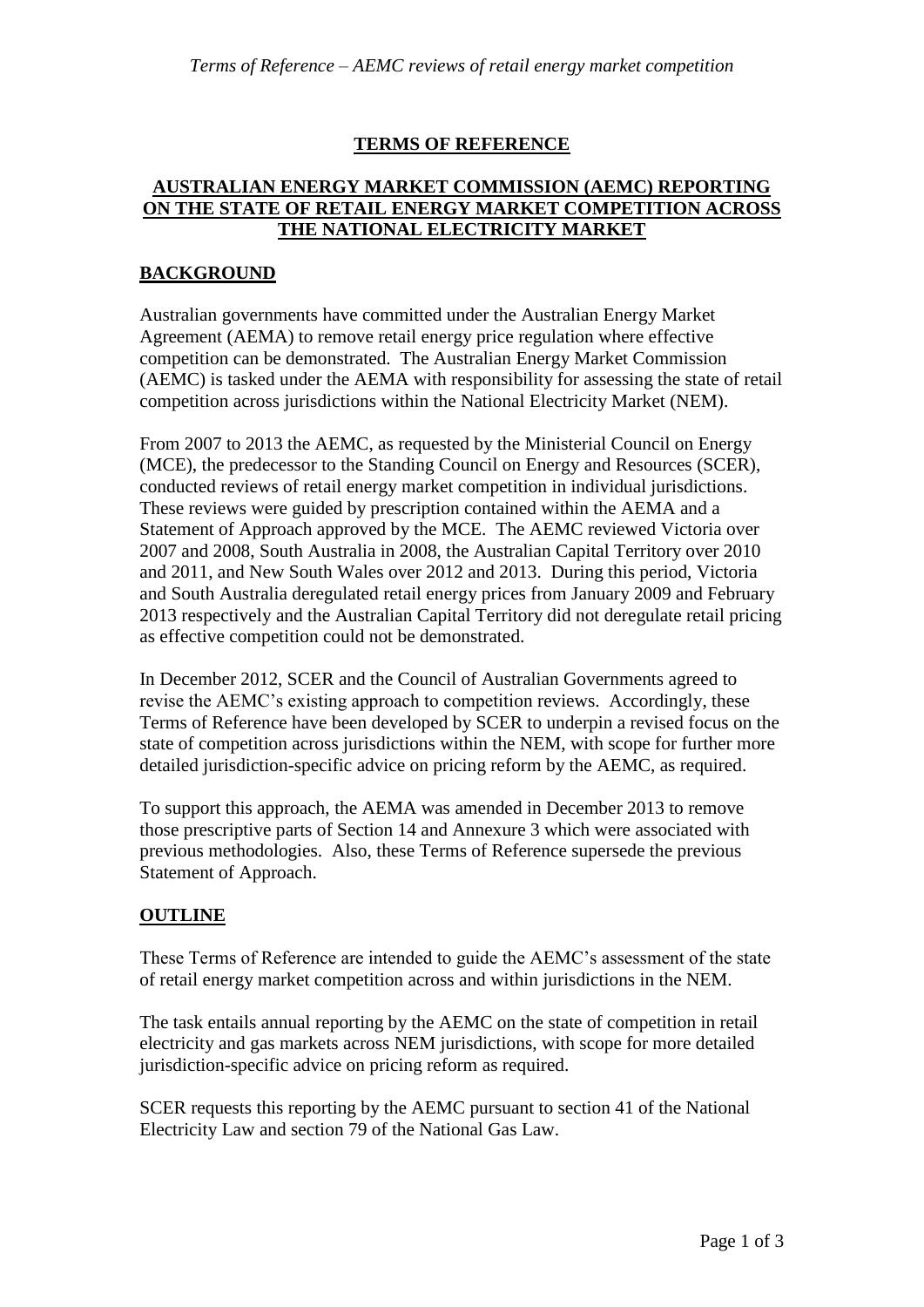# TERMS OF REFERENCE

## AUSTRALIAN ENERGY MARKET COMMISSION (AEMC) REPORTING ON THE STATE OF RETAIL ENERGY MARKET COMPETITION ACROSS THE NATIONAL ELECTRICITY MARKET

## BACKGROUND

Australian governments have committed under the Australian Energy Market Agreement (AEMA) to remove retail energy price regulation where effective competition can be demonstrated. The Australian Energy Market Commission (AEMC) is tasked under the AEMA with responsibility for assessing the state of retail competition across jurisdictions within the National Electricity Market (NEM).

From 2007 to 2013 the AEMC, as requested by the Ministerial Council on Energy (MCE), the predecessor to the Standing Council on Energy and Resources (SCER), conducted reviews of retail energy market competition in individual jurisdictions. These reviews were guided by prescription contained within the AEMA and a Statement of Approach approved by the MCE. The AEMC reviewed Victoria over 2007 and 2008, South Australia in 2008, the Australian Capital Territory over 2010 and 2011, and New South Wales over 2012 and 2013. During this period, Victoria and South Australia deregulated retail energy prices from January 2009 and February 2013 respectively and the Australian Capital Territory did not deregulate retail pricing as effective competition could not be demonstrated.

In December 2012, SCER and the Council of Australian Governments agreed to revise the AEMC's existing approach to competition reviews. Accordingly, these Terms of Reference have been developed by SCER to underpin a revised focus on the state of competition across jurisdictions within the NEM, with scope for further more detailed jurisdiction-specific advice on pricing reform by the AEMC, as required.

To support this approach, the AEMA was amended in December 2013 to remove those prescriptive parts of Section 14 and Annexure 3 which were associated with previous methodologies. Also, these Terms of Reference supersede the previous Statement of Approach.

## OUTLINE

These Terms of Reference are intended to guide the AEMC's assessment of the state of retail energy market competition across and within jurisdictions in the NEM.

The task entails annual reporting by the AEMC on the state of competition in retail electricity and gas markets across NEM jurisdictions, with scope for more detailed jurisdiction-specific advice on pricing reform as required.

SCER requests this reporting by the AEMC pursuant to section 41 of the National Electricity Law and section 79 of the National Gas Law.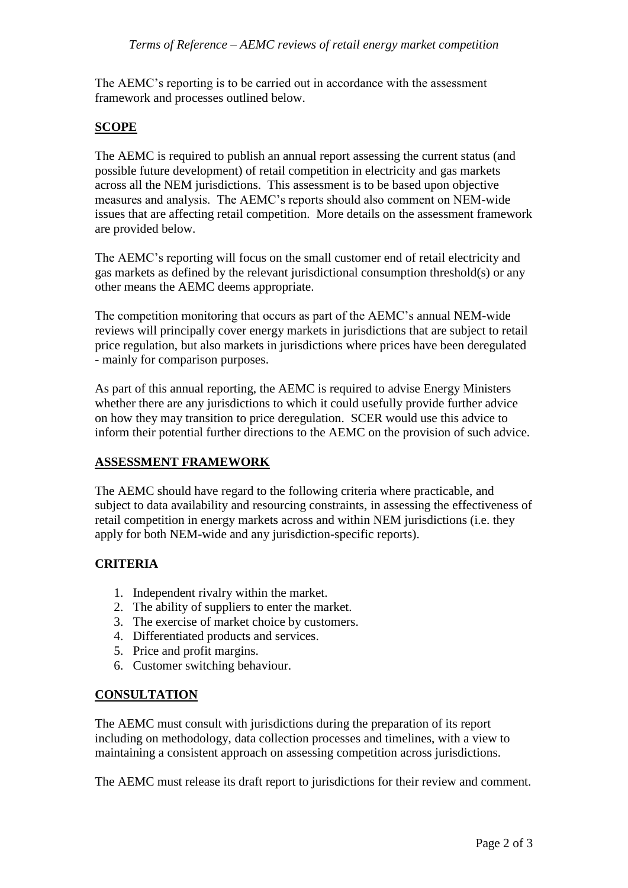The AEMC's reporting is to be carried out in accordance with the assessment framework and processes outlined below.

## SCOPE

The AEMC is required to publish an annual report assessing the current status (and possible future development) of retail competition in electricity and gas markets across all the NEM jurisdictions. This assessment is to be based upon objective measures and analysis. The AEMC's reports should also comment on NEM-wide issues that are affecting retail competition. More details on the assessment framework are provided below.

The AEMC's reporting will focus on the small customer end of retail electricity and gas markets as defined by the relevant jurisdictional consumption threshold(s) or any other means the AEMC deems appropriate.

The competition monitoring that occurs as part of the AEMC's annual NEM-wide reviews will principally cover energy markets in jurisdictions that are subject to retail price regulation, but also markets in jurisdictions where prices have been deregulated - mainly for comparison purposes.

As part of this annual reporting, the AEMC is required to advise Energy Ministers whether there are any jurisdictions to which it could usefully provide further advice on how they may transition to price deregulation. SCER would use this advice to inform their potential further directions to the AEMC on the provision of such advice.

## ASSESSMENT FRAMEWORK

The AEMC should have regard to the following criteria where practicable, and subject to data availability and resourcing constraints, in assessing the effectiveness of retail competition in energy markets across and within NEM jurisdictions (i.e. they apply for both NEM-wide and any jurisdiction-specific reports).

### CRITERIA

1. Independent rivalry within the market.
2. The ability of suppliers to enter the market.
3. The exercise of market choice by customers.
4. Differentiated products and services.
5. Price and profit margins.
6. Customer switching behaviour.

## CONSULTATION

The AEMC must consult with jurisdictions during the preparation of its report including on methodology, data collection processes and timelines, with a view to maintaining a consistent approach on assessing competition across jurisdictions.

The AEMC must release its draft report to jurisdictions for their review and comment.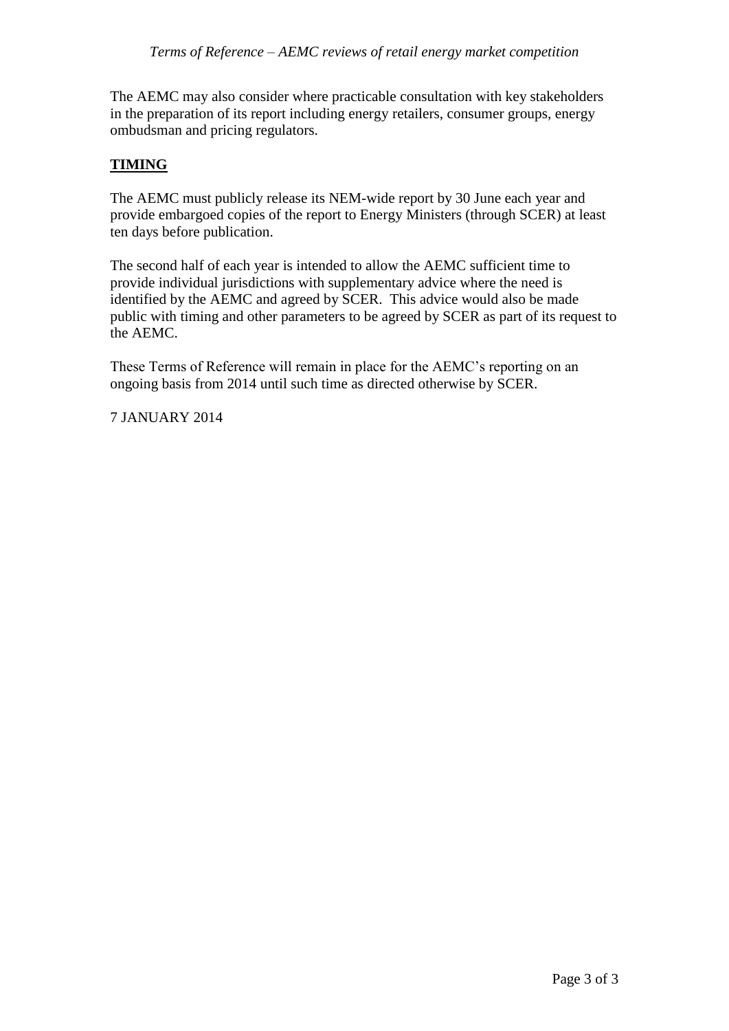The AEMC may also consider where practicable consultation with key stakeholders in the preparation of its report including energy retailers, consumer groups, energy ombudsman and pricing regulators.

## **TIMING**

The AEMC must publicly release its NEM-wide report by 30 June each year and provide embargoed copies of the report to Energy Ministers (through SCER) at least ten days before publication.

The second half of each year is intended to allow the AEMC sufficient time to provide individual jurisdictions with supplementary advice where the need is identified by the AEMC and agreed by SCER. This advice would also be made public with timing and other parameters to be agreed by SCER as part of its request to the AEMC.

These Terms of Reference will remain in place for the AEMC's reporting on an ongoing basis from 2014 until such time as directed otherwise by SCER.

7 JANUARY 2014